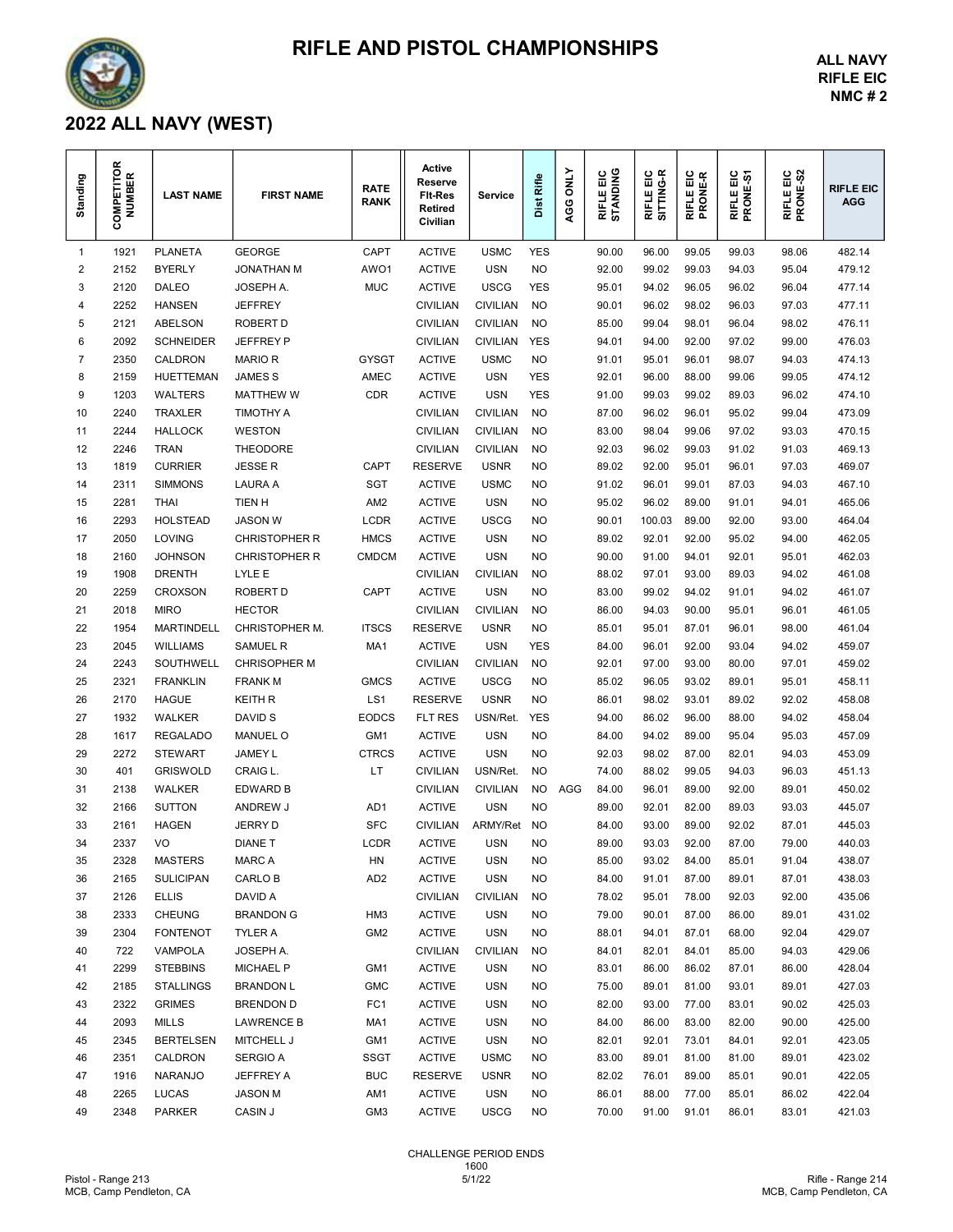# RIFLE AND PISTOL CHAMPIONSHIPS

**ALL NAVY**
**RIFLE EIC**
**NMC # 2**

## 2022 ALL NAVY (WEST)

| Standing | COMPETITOR NUMBER | LAST NAME | FIRST NAME | RATE RANK | Active Reserve Flt-Res Retired Civilian | Service | Dist Rifle | AGG ONLY | RIFLE EIC STANDING | RIFLE EIC SITTING-R | RIFLE EIC PRONE-R | RIFLE EIC PRONE-S1 | RIFLE EIC PRONE-S2 | RIFLE EIC AGG |
|---|---|---|---|---|---|---|---|---|---|---|---|---|---|---|
| 1 | 1921 | PLANETA | GEORGE | CAPT | ACTIVE | USMC | YES | | 90.00 | 96.00 | 99.05 | 99.03 | 98.06 | 482.14 |
| 2 | 2152 | BYERLY | JONATHAN M | AWO1 | ACTIVE | USN | NO | | 92.00 | 99.02 | 99.03 | 94.03 | 95.04 | 479.12 |
| 3 | 2120 | DALEO | JOSEPH A. | MUC | ACTIVE | USCG | YES | | 95.01 | 94.02 | 96.05 | 96.02 | 96.04 | 477.14 |
| 4 | 2252 | HANSEN | JEFFREY | | CIVILIAN | CIVILIAN | NO | | 90.01 | 96.02 | 98.02 | 96.03 | 97.03 | 477.11 |
| 5 | 2121 | ABELSON | ROBERT D | | CIVILIAN | CIVILIAN | NO | | 85.00 | 99.04 | 98.01 | 96.04 | 98.02 | 476.11 |
| 6 | 2092 | SCHNEIDER | JEFFREY P | | CIVILIAN | CIVILIAN | YES | | 94.01 | 94.00 | 92.00 | 97.02 | 99.00 | 476.03 |
| 7 | 2350 | CALDRON | MARIO R | GYSGT | ACTIVE | USMC | NO | | 91.01 | 95.01 | 96.01 | 98.07 | 94.03 | 474.13 |
| 8 | 2159 | HUETTEMAN | JAMES S | AMEC | ACTIVE | USN | YES | | 92.01 | 96.00 | 88.00 | 99.06 | 99.05 | 474.12 |
| 9 | 1203 | WALTERS | MATTHEW W | CDR | ACTIVE | USN | YES | | 91.00 | 99.03 | 99.02 | 89.03 | 96.02 | 474.10 |
| 10 | 2240 | TRAXLER | TIMOTHY A | | CIVILIAN | CIVILIAN | NO | | 87.00 | 96.02 | 96.01 | 95.02 | 99.04 | 473.09 |
| 11 | 2244 | HALLOCK | WESTON | | CIVILIAN | CIVILIAN | NO | | 83.00 | 98.04 | 99.06 | 97.02 | 93.03 | 470.15 |
| 12 | 2246 | TRAN | THEODORE | | CIVILIAN | CIVILIAN | NO | | 92.03 | 96.02 | 99.03 | 91.02 | 91.03 | 469.13 |
| 13 | 1819 | CURRIER | JESSE R | CAPT | RESERVE | USNR | NO | | 89.02 | 92.00 | 95.01 | 96.01 | 97.03 | 469.07 |
| 14 | 2311 | SIMMONS | LAURA A | SGT | ACTIVE | USMC | NO | | 91.02 | 96.01 | 99.01 | 87.03 | 94.03 | 467.10 |
| 15 | 2281 | THAI | TIEN H | AM2 | ACTIVE | USN | NO | | 95.02 | 96.02 | 89.00 | 91.01 | 94.01 | 465.06 |
| 16 | 2293 | HOLSTEAD | JASON W | LCDR | ACTIVE | USCG | NO | | 90.01 | 100.03 | 89.00 | 92.00 | 93.00 | 464.04 |
| 17 | 2050 | LOVING | CHRISTOPHER R | HMCS | ACTIVE | USN | NO | | 89.02 | 92.01 | 92.00 | 95.02 | 94.00 | 462.05 |
| 18 | 2160 | JOHNSON | CHRISTOPHER R | CMDCM | ACTIVE | USN | NO | | 90.00 | 91.00 | 94.01 | 92.01 | 95.01 | 462.03 |
| 19 | 1908 | DRENTH | LYLE E | | CIVILIAN | CIVILIAN | NO | | 88.02 | 97.01 | 93.00 | 89.03 | 94.02 | 461.08 |
| 20 | 2259 | CROXSON | ROBERT D | CAPT | ACTIVE | USN | NO | | 83.00 | 99.02 | 94.02 | 91.01 | 94.02 | 461.07 |
| 21 | 2018 | MIRO | HECTOR | | CIVILIAN | CIVILIAN | NO | | 86.00 | 94.03 | 90.00 | 95.01 | 96.01 | 461.05 |
| 22 | 1954 | MARTINDELL | CHRISTOPHER M. | ITSCS | RESERVE | USNR | NO | | 85.01 | 95.01 | 87.01 | 96.01 | 98.00 | 461.04 |
| 23 | 2045 | WILLIAMS | SAMUEL R | MA1 | ACTIVE | USN | YES | | 84.00 | 96.01 | 92.00 | 93.04 | 94.02 | 459.07 |
| 24 | 2243 | SOUTHWELL | CHRISOPHER M | | CIVILIAN | CIVILIAN | NO | | 92.01 | 97.00 | 93.00 | 80.00 | 97.01 | 459.02 |
| 25 | 2321 | FRANKLIN | FRANK M | GMCS | ACTIVE | USCG | NO | | 85.02 | 96.05 | 93.02 | 89.01 | 95.01 | 458.11 |
| 26 | 2170 | HAGUE | KEITH R | LS1 | RESERVE | USNR | NO | | 86.01 | 98.02 | 93.01 | 89.02 | 92.02 | 458.08 |
| 27 | 1932 | WALKER | DAVID S | EODCS | FLT RES | USN/Ret. | YES | | 94.00 | 86.02 | 96.00 | 88.00 | 94.02 | 458.04 |
| 28 | 1617 | REGALADO | MANUEL O | GM1 | ACTIVE | USN | NO | | 84.00 | 94.02 | 89.00 | 95.04 | 95.03 | 457.09 |
| 29 | 2272 | STEWART | JAMEY L | CTRCS | ACTIVE | USN | NO | | 92.03 | 98.02 | 87.00 | 82.01 | 94.03 | 453.09 |
| 30 | 401 | GRISWOLD | CRAIG L. | LT | CIVILIAN | USN/Ret. | NO | | 74.00 | 88.02 | 99.05 | 94.03 | 96.03 | 451.13 |
| 31 | 2138 | WALKER | EDWARD B | | CIVILIAN | CIVILIAN | NO | AGG | 84.00 | 96.01 | 89.00 | 92.00 | 89.01 | 450.02 |
| 32 | 2166 | SUTTON | ANDREW J | AD1 | ACTIVE | USN | NO | | 89.00 | 92.01 | 82.00 | 89.03 | 93.03 | 445.07 |
| 33 | 2161 | HAGEN | JERRY D | SFC | CIVILIAN | ARMY/Ret | NO | | 84.00 | 93.00 | 89.00 | 92.02 | 87.01 | 445.03 |
| 34 | 2337 | VO | DIANE T | LCDR | ACTIVE | USN | NO | | 89.00 | 93.03 | 92.00 | 87.00 | 79.00 | 440.03 |
| 35 | 2328 | MASTERS | MARC A | HN | ACTIVE | USN | NO | | 85.00 | 93.02 | 84.00 | 85.01 | 91.04 | 438.07 |
| 36 | 2165 | SULICIPAN | CARLO B | AD2 | ACTIVE | USN | NO | | 84.00 | 91.01 | 87.00 | 89.01 | 87.01 | 438.03 |
| 37 | 2126 | ELLIS | DAVID A | | CIVILIAN | CIVILIAN | NO | | 78.02 | 95.01 | 78.00 | 92.03 | 92.00 | 435.06 |
| 38 | 2333 | CHEUNG | BRANDON G | HM3 | ACTIVE | USN | NO | | 79.00 | 90.01 | 87.00 | 86.00 | 89.01 | 431.02 |
| 39 | 2304 | FONTENOT | TYLER A | GM2 | ACTIVE | USN | NO | | 88.01 | 94.01 | 87.01 | 68.00 | 92.04 | 429.07 |
| 40 | 722 | VAMPOLA | JOSEPH A. | | CIVILIAN | CIVILIAN | NO | | 84.01 | 82.01 | 84.01 | 85.00 | 94.03 | 429.06 |
| 41 | 2299 | STEBBINS | MICHAEL P | GM1 | ACTIVE | USN | NO | | 83.01 | 86.00 | 86.02 | 87.01 | 86.00 | 428.04 |
| 42 | 2185 | STALLINGS | BRANDON L | GMC | ACTIVE | USN | NO | | 75.00 | 89.01 | 81.00 | 93.01 | 89.01 | 427.03 |
| 43 | 2322 | GRIMES | BRENDON D | FC1 | ACTIVE | USN | NO | | 82.00 | 93.00 | 77.00 | 83.01 | 90.02 | 425.03 |
| 44 | 2093 | MILLS | LAWRENCE B | MA1 | ACTIVE | USN | NO | | 84.00 | 86.00 | 83.00 | 82.00 | 90.00 | 425.00 |
| 45 | 2345 | BERTELSEN | MITCHELL J | GM1 | ACTIVE | USN | NO | | 82.01 | 92.01 | 73.01 | 84.01 | 92.01 | 423.05 |
| 46 | 2351 | CALDRON | SERGIO A | SSGT | ACTIVE | USMC | NO | | 83.00 | 89.01 | 81.00 | 81.00 | 89.01 | 423.02 |
| 47 | 1916 | NARANJO | JEFFREY A | BUC | RESERVE | USNR | NO | | 82.02 | 76.01 | 89.00 | 85.01 | 90.01 | 422.05 |
| 48 | 2265 | LUCAS | JASON M | AM1 | ACTIVE | USN | NO | | 86.01 | 88.00 | 77.00 | 85.01 | 86.02 | 422.04 |
| 49 | 2348 | PARKER | CASIN J | GM3 | ACTIVE | USCG | NO | | 70.00 | 91.00 | 91.01 | 86.01 | 83.01 | 421.03 |

CHALLENGE PERIOD ENDS
1600
5/1/22

Pistol - Range 213
MCB, Camp Pendleton, CA

Rifle - Range 214
MCB, Camp Pendleton, CA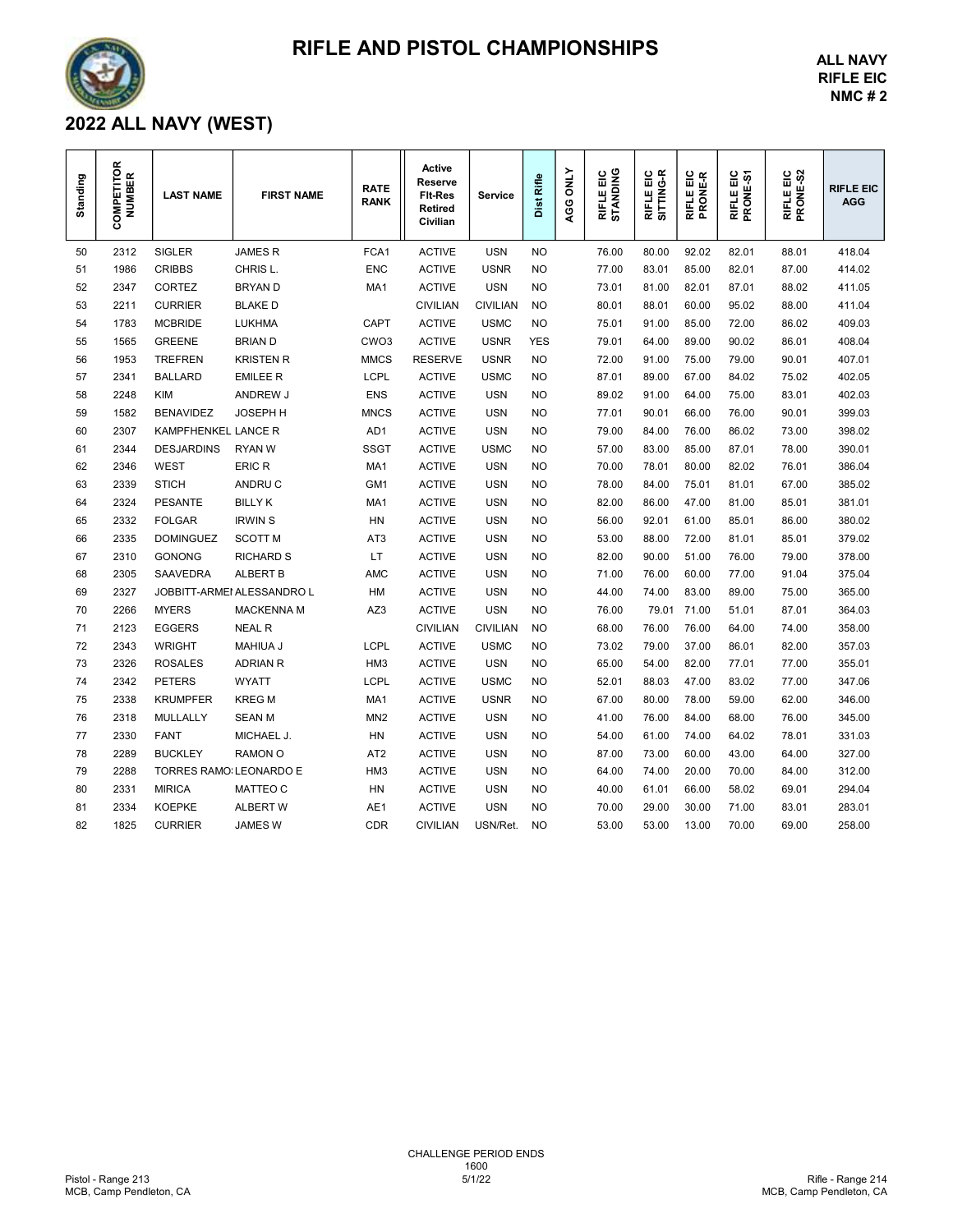# RIFLE AND PISTOL CHAMPIONSHIPS

**ALL NAVY**
**RIFLE EIC**
**NMC # 2**

## 2022 ALL NAVY (WEST)

| Standing | COMPETITOR NUMBER | LAST NAME | FIRST NAME | RATE RANK | Active Reserve Flt-Res Retired Civilian | Service | Dist Rifle | AGG ONLY | RIFLE EIC STANDING | RIFLE EIC SITTING-R | RIFLE EIC PRONE-R | RIFLE EIC PRONE-S1 | RIFLE EIC PRONE-S2 | RIFLE EIC AGG |
|---|---|---|---|---|---|---|---|---|---|---|---|---|---|---|
| 50 | 2312 | SIGLER | JAMES R | FCA1 | ACTIVE | USN | NO | | 76.00 | 80.00 | 92.02 | 82.01 | 88.01 | 418.04 |
| 51 | 1986 | CRIBBS | CHRIS L. | ENC | ACTIVE | USNR | NO | | 77.00 | 83.01 | 85.00 | 82.01 | 87.00 | 414.02 |
| 52 | 2347 | CORTEZ | BRYAN D | MA1 | ACTIVE | USN | NO | | 73.01 | 81.00 | 82.01 | 87.01 | 88.02 | 411.05 |
| 53 | 2211 | CURRIER | BLAKE D | | CIVILIAN | CIVILIAN | NO | | 80.01 | 88.01 | 60.00 | 95.02 | 88.00 | 411.04 |
| 54 | 1783 | MCBRIDE | LUKHMA | CAPT | ACTIVE | USMC | NO | | 75.01 | 91.00 | 85.00 | 72.00 | 86.02 | 409.03 |
| 55 | 1565 | GREENE | BRIAN D | CWO3 | ACTIVE | USNR | YES | | 79.01 | 64.00 | 89.00 | 90.02 | 86.01 | 408.04 |
| 56 | 1953 | TREFREN | KRISTEN R | MMCS | RESERVE | USNR | NO | | 72.00 | 91.00 | 75.00 | 79.00 | 90.01 | 407.01 |
| 57 | 2341 | BALLARD | EMILEE R | LCPL | ACTIVE | USMC | NO | | 87.01 | 89.00 | 67.00 | 84.02 | 75.02 | 402.05 |
| 58 | 2248 | KIM | ANDREW J | ENS | ACTIVE | USN | NO | | 89.02 | 91.00 | 64.00 | 75.00 | 83.01 | 402.03 |
| 59 | 1582 | BENAVIDEZ | JOSEPH H | MNCS | ACTIVE | USN | NO | | 77.01 | 90.01 | 66.00 | 76.00 | 90.01 | 399.03 |
| 60 | 2307 | KAMPFHENKEL | LANCE R | AD1 | ACTIVE | USN | NO | | 79.00 | 84.00 | 76.00 | 86.02 | 73.00 | 398.02 |
| 61 | 2344 | DESJARDINS | RYAN W | SSGT | ACTIVE | USMC | NO | | 57.00 | 83.00 | 85.00 | 87.01 | 78.00 | 390.01 |
| 62 | 2346 | WEST | ERIC R | MA1 | ACTIVE | USN | NO | | 70.00 | 78.01 | 80.00 | 82.02 | 76.01 | 386.04 |
| 63 | 2339 | STICH | ANDRU C | GM1 | ACTIVE | USN | NO | | 78.00 | 84.00 | 75.01 | 81.01 | 67.00 | 385.02 |
| 64 | 2324 | PESANTE | BILLY K | MA1 | ACTIVE | USN | NO | | 82.00 | 86.00 | 47.00 | 81.00 | 85.01 | 381.01 |
| 65 | 2332 | FOLGAR | IRWIN S | HN | ACTIVE | USN | NO | | 56.00 | 92.01 | 61.00 | 85.01 | 86.00 | 380.02 |
| 66 | 2335 | DOMINGUEZ | SCOTT M | AT3 | ACTIVE | USN | NO | | 53.00 | 88.00 | 72.00 | 81.01 | 85.01 | 379.02 |
| 67 | 2310 | GONONG | RICHARD S | LT | ACTIVE | USN | NO | | 82.00 | 90.00 | 51.00 | 76.00 | 79.00 | 378.00 |
| 68 | 2305 | SAAVEDRA | ALBERT B | AMC | ACTIVE | USN | NO | | 71.00 | 76.00 | 60.00 | 77.00 | 91.04 | 375.04 |
| 69 | 2327 | JOBBITT-ARMEI | ALESSANDRO L | HM | ACTIVE | USN | NO | | 44.00 | 74.00 | 83.00 | 89.00 | 75.00 | 365.00 |
| 70 | 2266 | MYERS | MACKENNA M | AZ3 | ACTIVE | USN | NO | | 76.00 | 79.01 | 71.00 | 51.01 | 87.01 | 364.03 |
| 71 | 2123 | EGGERS | NEAL R | | CIVILIAN | CIVILIAN | NO | | 68.00 | 76.00 | 76.00 | 64.00 | 74.00 | 358.00 |
| 72 | 2343 | WRIGHT | MAHIUA J | LCPL | ACTIVE | USMC | NO | | 73.02 | 79.00 | 37.00 | 86.01 | 82.00 | 357.03 |
| 73 | 2326 | ROSALES | ADRIAN R | HM3 | ACTIVE | USN | NO | | 65.00 | 54.00 | 82.00 | 77.01 | 77.00 | 355.01 |
| 74 | 2342 | PETERS | WYATT | LCPL | ACTIVE | USMC | NO | | 52.01 | 88.03 | 47.00 | 83.02 | 77.00 | 347.06 |
| 75 | 2338 | KRUMPFER | KREG M | MA1 | ACTIVE | USNR | NO | | 67.00 | 80.00 | 78.00 | 59.00 | 62.00 | 346.00 |
| 76 | 2318 | MULLALLY | SEAN M | MN2 | ACTIVE | USN | NO | | 41.00 | 76.00 | 84.00 | 68.00 | 76.00 | 345.00 |
| 77 | 2330 | FANT | MICHAEL J. | HN | ACTIVE | USN | NO | | 54.00 | 61.00 | 74.00 | 64.02 | 78.01 | 331.03 |
| 78 | 2289 | BUCKLEY | RAMON O | AT2 | ACTIVE | USN | NO | | 87.00 | 73.00 | 60.00 | 43.00 | 64.00 | 327.00 |
| 79 | 2288 | TORRES RAMO: | LEONARDO E | HM3 | ACTIVE | USN | NO | | 64.00 | 74.00 | 20.00 | 70.00 | 84.00 | 312.00 |
| 80 | 2331 | MIRICA | MATTEO C | HN | ACTIVE | USN | NO | | 40.00 | 61.01 | 66.00 | 58.02 | 69.01 | 294.04 |
| 81 | 2334 | KOEPKE | ALBERT W | AE1 | ACTIVE | USN | NO | | 70.00 | 29.00 | 30.00 | 71.00 | 83.01 | 283.01 |
| 82 | 1825 | CURRIER | JAMES W | CDR | CIVILIAN | USN/Ret. | NO | | 53.00 | 53.00 | 13.00 | 70.00 | 69.00 | 258.00 |

Pistol - Range 213
MCB, Camp Pendleton, CA

CHALLENGE PERIOD ENDS
1600
5/1/22

Rifle - Range 214
MCB, Camp Pendleton, CA